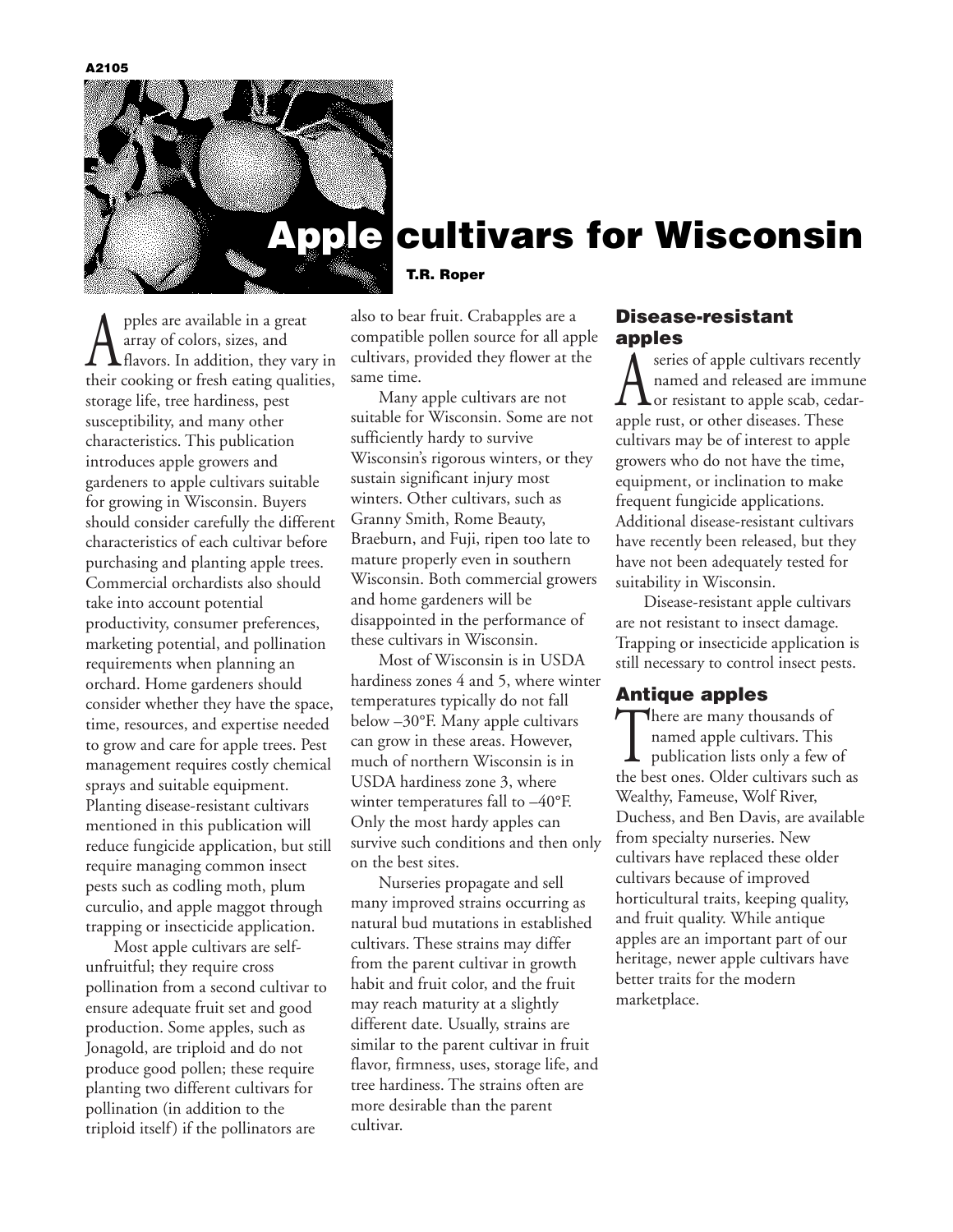A2105

# Apple cultivars for Wisconsin

**T.R. Roper**

Apples are available in a great array of colors, sizes, and flavors. In addition, they vary in their cooking or fresh eating qualities, storage life, tree hardiness, pest susceptibility, and many other characteristics. This publication introduces apple growers and gardeners to apple cultivars suitable for growing in Wisconsin. Buyers should consider carefully the different characteristics of each cultivar before purchasing and planting apple trees. Commercial orchardists also should take into account potential productivity, consumer preferences, marketing potential, and pollination requirements when planning an orchard. Home gardeners should consider whether they have the space, time, resources, and expertise needed to grow and care for apple trees. Pest management requires costly chemical sprays and suitable equipment. Planting disease-resistant cultivars mentioned in this publication will reduce fungicide application, but still require managing common insect pests such as codling moth, plum curculio, and apple maggot through trapping or insecticide application.

Most apple cultivars are self-unfruitful; they require cross pollination from a second cultivar to ensure adequate fruit set and good production. Some apples, such as Jonagold, are triploid and do not produce good pollen; these require planting two different cultivars for pollination (in addition to the triploid itself) if the pollinators are also to bear fruit. Crabapples are a compatible pollen source for all apple cultivars, provided they flower at the same time.

Many apple cultivars are not suitable for Wisconsin. Some are not sufficiently hardy to survive Wisconsin's rigorous winters, or they sustain significant injury most winters. Other cultivars, such as Granny Smith, Rome Beauty, Braeburn, and Fuji, ripen too late to mature properly even in southern Wisconsin. Both commercial growers and home gardeners will be disappointed in the performance of these cultivars in Wisconsin.

Most of Wisconsin is in USDA hardiness zones 4 and 5, where winter temperatures typically do not fall below –30°F. Many apple cultivars can grow in these areas. However, much of northern Wisconsin is in USDA hardiness zone 3, where winter temperatures fall to –40°F. Only the most hardy apples can survive such conditions and then only on the best sites.

Nurseries propagate and sell many improved strains occurring as natural bud mutations in established cultivars. These strains may differ from the parent cultivar in growth habit and fruit color, and the fruit may reach maturity at a slightly different date. Usually, strains are similar to the parent cultivar in fruit flavor, firmness, uses, storage life, and tree hardiness. The strains often are more desirable than the parent cultivar.

## Disease-resistant apples

A series of apple cultivars recently named and released are immune or resistant to apple scab, cedar-apple rust, or other diseases. These cultivars may be of interest to apple growers who do not have the time, equipment, or inclination to make frequent fungicide applications. Additional disease-resistant cultivars have recently been released, but they have not been adequately tested for suitability in Wisconsin.

Disease-resistant apple cultivars are not resistant to insect damage. Trapping or insecticide application is still necessary to control insect pests.

## Antique apples

There are many thousands of named apple cultivars. This publication lists only a few of the best ones. Older cultivars such as Wealthy, Fameuse, Wolf River, Duchess, and Ben Davis, are available from specialty nurseries. New cultivars have replaced these older cultivars because of improved horticultural traits, keeping quality, and fruit quality. While antique apples are an important part of our heritage, newer apple cultivars have better traits for the modern marketplace.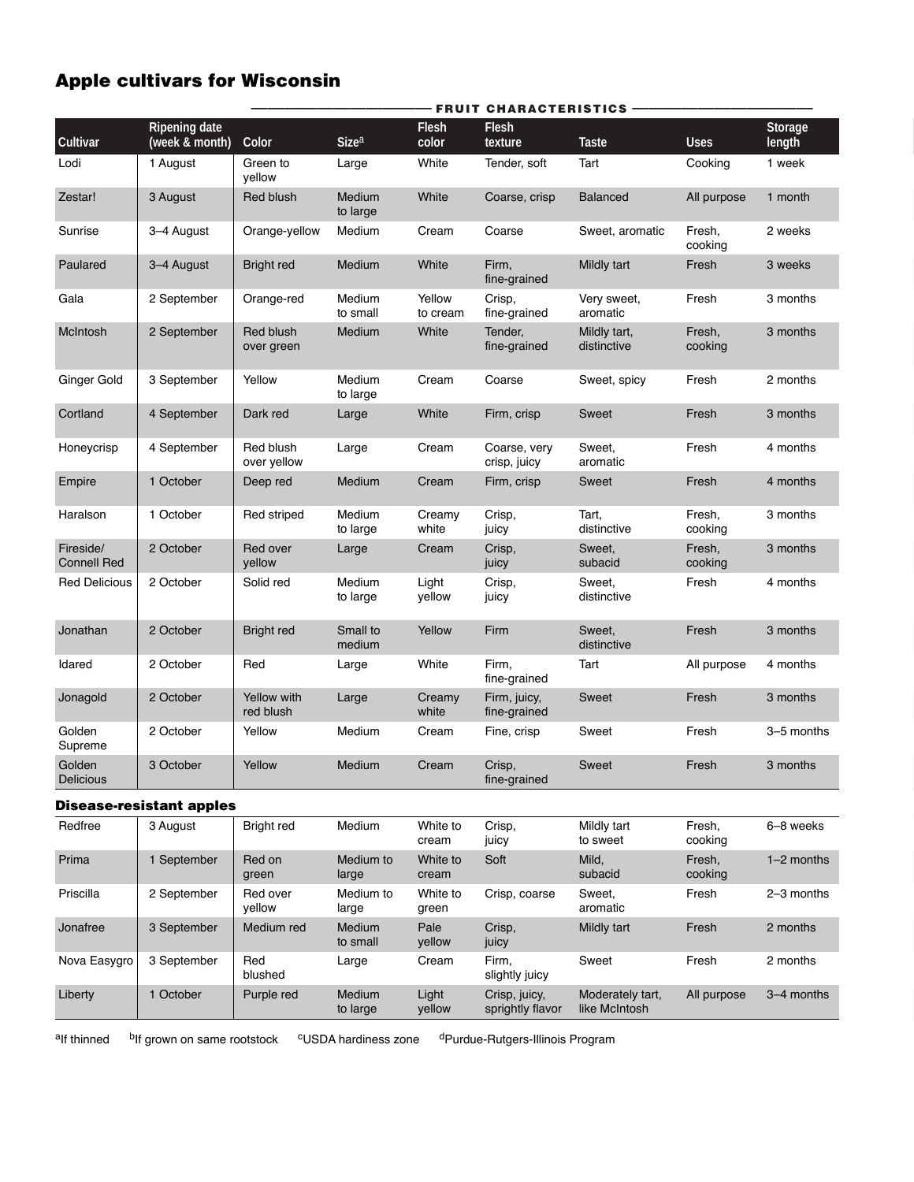## Apple cultivars for Wisconsin

| | | FRUIT CHARACTERISTICS | | | | | | |
|---|---|---|---|---|---|---|---|---|
| Cultivar | Ripening date (week & month) | Color | Size[a] | Flesh color | Flesh texture | Taste | Uses | Storage length |
| Lodi | 1 August | Green to yellow | Large | White | Tender, soft | Tart | Cooking | 1 week |
| Zestar! | 3 August | Red blush | Medium to large | White | Coarse, crisp | Balanced | All purpose | 1 month |
| Sunrise | 3–4 August | Orange-yellow | Medium | Cream | Coarse | Sweet, aromatic | Fresh, cooking | 2 weeks |
| Paulared | 3–4 August | Bright red | Medium | White | Firm, fine-grained | Mildly tart | Fresh | 3 weeks |
| Gala | 2 September | Orange-red | Medium to small | Yellow to cream | Crisp, fine-grained | Very sweet, aromatic | Fresh | 3 months |
| McIntosh | 2 September | Red blush over green | Medium | White | Tender, fine-grained | Mildly tart, distinctive | Fresh, cooking | 3 months |
| Ginger Gold | 3 September | Yellow | Medium to large | Cream | Coarse | Sweet, spicy | Fresh | 2 months |
| Cortland | 4 September | Dark red | Large | White | Firm, crisp | Sweet | Fresh | 3 months |
| Honeycrisp | 4 September | Red blush over yellow | Large | Cream | Coarse, very crisp, juicy | Sweet, aromatic | Fresh | 4 months |
| Empire | 1 October | Deep red | Medium | Cream | Firm, crisp | Sweet | Fresh | 4 months |
| Haralson | 1 October | Red striped | Medium to large | Creamy white | Crisp, juicy | Tart, distinctive | Fresh, cooking | 3 months |
| Fireside/ Connell Red | 2 October | Red over yellow | Large | Cream | Crisp, juicy | Sweet, subacid | Fresh, cooking | 3 months |
| Red Delicious | 2 October | Solid red | Medium to large | Light yellow | Crisp, juicy | Sweet, distinctive | Fresh | 4 months |
| Jonathan | 2 October | Bright red | Small to medium | Yellow | Firm | Sweet, distinctive | Fresh | 3 months |
| Idared | 2 October | Red | Large | White | Firm, fine-grained | Tart | All purpose | 4 months |
| Jonagold | 2 October | Yellow with red blush | Large | Creamy white | Firm, juicy, fine-grained | Sweet | Fresh | 3 months |
| Golden Supreme | 2 October | Yellow | Medium | Cream | Fine, crisp | Sweet | Fresh | 3–5 months |
| Golden Delicious | 3 October | Yellow | Medium | Cream | Crisp, fine-grained | Sweet | Fresh | 3 months |
| **Disease-resistant apples** | | | | | | | | |
| Redfree | 3 August | Bright red | Medium | White to cream | Crisp, juicy | Mildly tart to sweet | Fresh, cooking | 6–8 weeks |
| Prima | 1 September | Red on green | Medium to large | White to cream | Soft | Mild, subacid | Fresh, cooking | 1–2 months |
| Priscilla | 2 September | Red over yellow | Medium to large | White to green | Crisp, coarse | Sweet, aromatic | Fresh | 2–3 months |
| Jonafree | 3 September | Medium red | Medium to small | Pale yellow | Crisp, juicy | Mildly tart | Fresh | 2 months |
| Nova Easygro | 3 September | Red blushed | Large | Cream | Firm, slightly juicy | Sweet | Fresh | 2 months |
| Liberty | 1 October | Purple red | Medium to large | Light yellow | Crisp, juicy, sprightly flavor | Moderately tart, like McIntosh | All purpose | 3–4 months |

[a]If thinned [b]If grown on same rootstock [c]USDA hardiness zone [d]Purdue-Rutgers-Illinois Program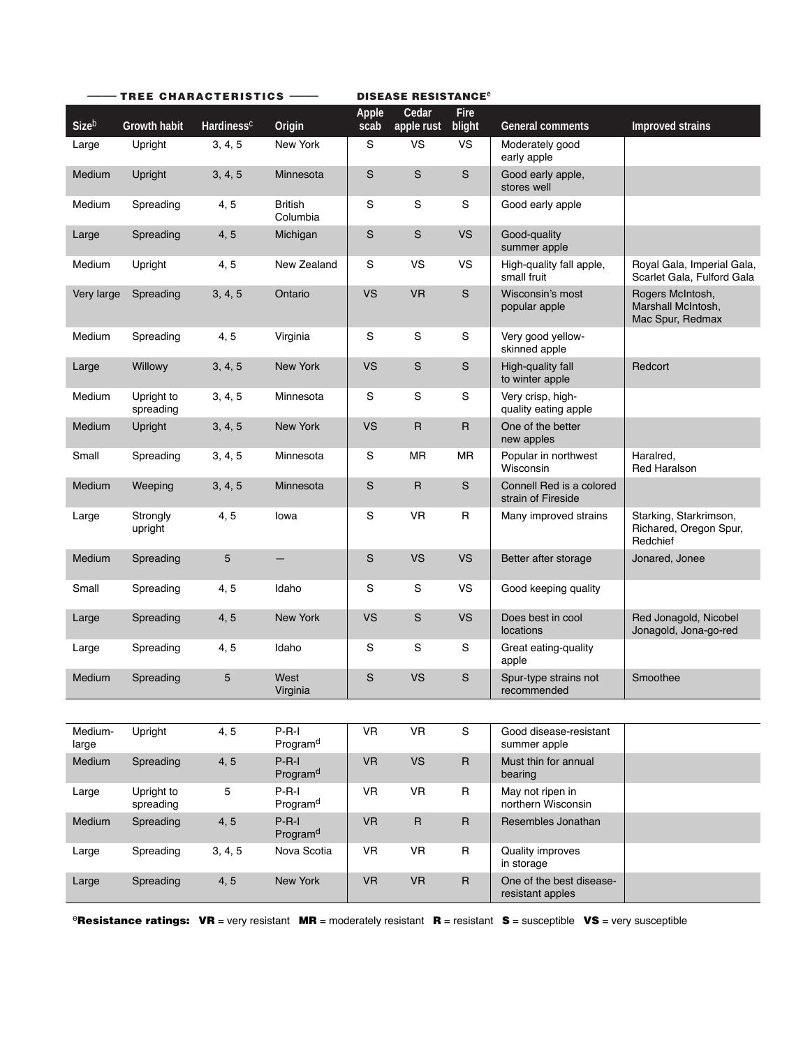| TREE CHARACTERISTICS | | | | DISEASE RESISTANCE[e] | | | | |
|---|---|---|---|---|---|---|---|---|
| Size[b] | Growth habit | Hardiness[c] | Origin | Apple scab | Cedar apple rust | Fire blight | General comments | Improved strains |
| Large | Upright | 3, 4, 5 | New York | S | VS | VS | Moderately good early apple | |
| Medium | Upright | 3, 4, 5 | Minnesota | S | S | S | Good early apple, stores well | |
| Medium | Spreading | 4, 5 | British Columbia | S | S | S | Good early apple | |
| Large | Spreading | 4, 5 | Michigan | S | S | VS | Good-quality summer apple | |
| Medium | Upright | 4, 5 | New Zealand | S | VS | VS | High-quality fall apple, small fruit | Royal Gala, Imperial Gala, Scarlet Gala, Fulford Gala |
| Very large | Spreading | 3, 4, 5 | Ontario | VS | VR | S | Wisconsin's most popular apple | Rogers McIntosh, Marshall McIntosh, Mac Spur, Redmax |
| Medium | Spreading | 4, 5 | Virginia | S | S | S | Very good yellow-skinned apple | |
| Large | Willowy | 3, 4, 5 | New York | VS | S | S | High-quality fall to winter apple | Redcort |
| Medium | Upright to spreading | 3, 4, 5 | Minnesota | S | S | S | Very crisp, high-quality eating apple | |
| Medium | Upright | 3, 4, 5 | New York | VS | R | R | One of the better new apples | |
| Small | Spreading | 3, 4, 5 | Minnesota | S | MR | MR | Popular in northwest Wisconsin | Haralred, Red Haralson |
| Medium | Weeping | 3, 4, 5 | Minnesota | S | R | S | Connell Red is a colored strain of Fireside | |
| Large | Strongly upright | 4, 5 | Iowa | S | VR | R | Many improved strains | Starking, Starkrimson, Richared, Oregon Spur, Redchief |
| Medium | Spreading | 5 | — | S | VS | VS | Better after storage | Jonared, Jonee |
| Small | Spreading | 4, 5 | Idaho | S | S | VS | Good keeping quality | |
| Large | Spreading | 4, 5 | New York | VS | S | VS | Does best in cool locations | Red Jonagold, Nicobel Jonagold, Jona-go-red |
| Large | Spreading | 4, 5 | Idaho | S | S | S | Great eating-quality apple | |
| Medium | Spreading | 5 | West Virginia | S | VS | S | Spur-type strains not recommended | Smoothee |
| Medium-large | Upright | 4, 5 | P-R-I Program[d] | VR | VR | S | Good disease-resistant summer apple | |
| Medium | Spreading | 4, 5 | P-R-I Program[d] | VR | VS | R | Must thin for annual bearing | |
| Large | Upright to spreading | 5 | P-R-I Program[d] | VR | VR | R | May not ripen in northern Wisconsin | |
| Medium | Spreading | 4, 5 | P-R-I Program[d] | VR | R | R | Resembles Jonathan | |
| Large | Spreading | 3, 4, 5 | Nova Scotia | VR | VR | R | Quality improves in storage | |
| Large | Spreading | 4, 5 | New York | VR | VR | R | One of the best disease-resistant apples | |

[e]**Resistance ratings:** **VR** = very resistant **MR** = moderately resistant **R** = resistant **S** = susceptible **VS** = very susceptible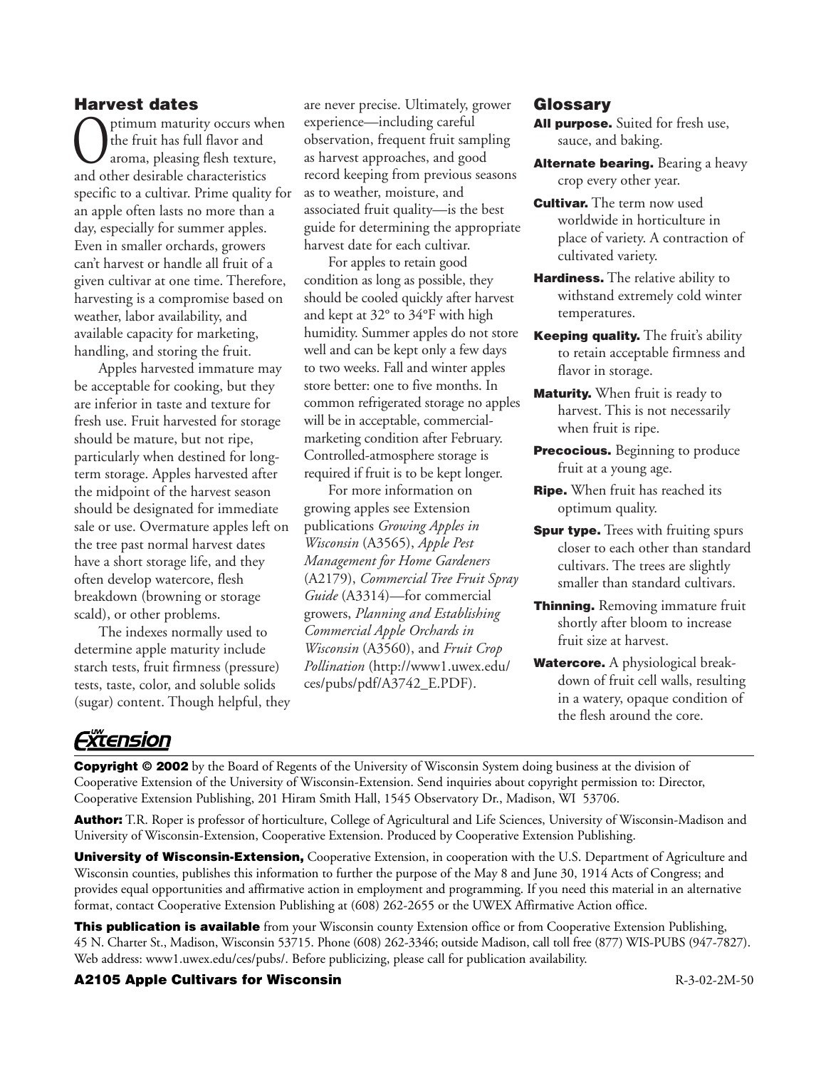## Harvest dates

Optimum maturity occurs when the fruit has full flavor and aroma, pleasing flesh texture, and other desirable characteristics specific to a cultivar. Prime quality for an apple often lasts no more than a day, especially for summer apples. Even in smaller orchards, growers can't harvest or handle all fruit of a given cultivar at one time. Therefore, harvesting is a compromise based on weather, labor availability, and available capacity for marketing, handling, and storing the fruit.

Apples harvested immature may be acceptable for cooking, but they are inferior in taste and texture for fresh use. Fruit harvested for storage should be mature, but not ripe, particularly when destined for long-term storage. Apples harvested after the midpoint of the harvest season should be designated for immediate sale or use. Overmature apples left on the tree past normal harvest dates have a short storage life, and they often develop watercore, flesh breakdown (browning or storage scald), or other problems.

The indexes normally used to determine apple maturity include starch tests, fruit firmness (pressure) tests, taste, color, and soluble solids (sugar) content. Though helpful, they are never precise. Ultimately, grower experience—including careful observation, frequent fruit sampling as harvest approaches, and good record keeping from previous seasons as to weather, moisture, and associated fruit quality—is the best guide for determining the appropriate harvest date for each cultivar.

For apples to retain good condition as long as possible, they should be cooled quickly after harvest and kept at 32° to 34°F with high humidity. Summer apples do not store well and can be kept only a few days to two weeks. Fall and winter apples store better: one to five months. In common refrigerated storage no apples will be in acceptable, commercial-marketing condition after February. Controlled-atmosphere storage is required if fruit is to be kept longer.

For more information on growing apples see Extension publications *Growing Apples in Wisconsin* (A3565), *Apple Pest Management for Home Gardeners* (A2179), *Commercial Tree Fruit Spray Guide* (A3314)—for commercial growers, *Planning and Establishing Commercial Apple Orchards in Wisconsin* (A3560), and *Fruit Crop Pollination* (http://www1.uwex.edu/ces/pubs/pdf/A3742_E.PDF).

## Glossary

**All purpose.** Suited for fresh use, sauce, and baking.

**Alternate bearing.** Bearing a heavy crop every other year.

**Cultivar.** The term now used worldwide in horticulture in place of variety. A contraction of cultivated variety.

**Hardiness.** The relative ability to withstand extremely cold winter temperatures.

**Keeping quality.** The fruit's ability to retain acceptable firmness and flavor in storage.

**Maturity.** When fruit is ready to harvest. This is not necessarily when fruit is ripe.

**Precocious.** Beginning to produce fruit at a young age.

**Ripe.** When fruit has reached its optimum quality.

**Spur type.** Trees with fruiting spurs closer to each other than standard cultivars. The trees are slightly smaller than standard cultivars.

**Thinning.** Removing immature fruit shortly after bloom to increase fruit size at harvest.

**Watercore.** A physiological breakdown of fruit cell walls, resulting in a watery, opaque condition of the flesh around the core.

UW Extension

**Copyright © 2002** by the Board of Regents of the University of Wisconsin System doing business at the division of Cooperative Extension of the University of Wisconsin-Extension. Send inquiries about copyright permission to: Director, Cooperative Extension Publishing, 201 Hiram Smith Hall, 1545 Observatory Dr., Madison, WI 53706.

**Author:** T.R. Roper is professor of horticulture, College of Agricultural and Life Sciences, University of Wisconsin-Madison and University of Wisconsin-Extension, Cooperative Extension. Produced by Cooperative Extension Publishing.

**University of Wisconsin-Extension,** Cooperative Extension, in cooperation with the U.S. Department of Agriculture and Wisconsin counties, publishes this information to further the purpose of the May 8 and June 30, 1914 Acts of Congress; and provides equal opportunities and affirmative action in employment and programming. If you need this material in an alternative format, contact Cooperative Extension Publishing at (608) 262-2655 or the UWEX Affirmative Action office.

**This publication is available** from your Wisconsin county Extension office or from Cooperative Extension Publishing, 45 N. Charter St., Madison, Wisconsin 53715. Phone (608) 262-3346; outside Madison, call toll free (877) WIS-PUBS (947-7827). Web address: www1.uwex.edu/ces/pubs/. Before publicizing, please call for publication availability.

**A2105 Apple Cultivars for Wisconsin** R-3-02-2M-50